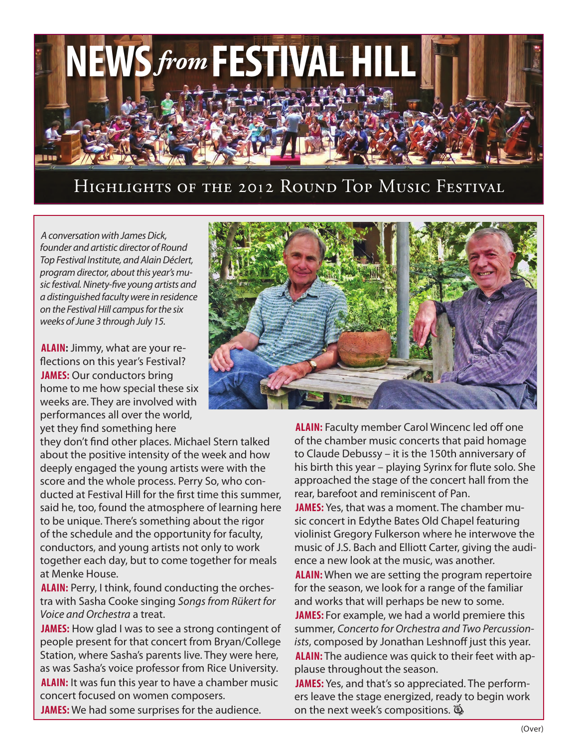# NEWS *from* FESTIVAL HILL

## Highlights of the 2012 Round Top Music Festival

*A conversation with James Dick, founder and artistic director of Round Top Festival Institute, and Alain Déclert, program director, about this year's music festival. Ninety-five young artists and a distinguished faculty were in residence on the Festival Hill campus for the six weeks of June 3 through July 15.*

**ALAIN:** Jimmy, what are your reflections on this year's Festival?

**JAMES:** Our conductors bring home to me how special these six weeks are. They are involved with performances all over the world, yet they find something here they don't find other places. Michael Stern talked about the positive intensity of the week and how deeply engaged the young artists were with the score and the whole process. Perry So, who conducted at Festival Hill for the first time this summer, said he, too, found the atmosphere of learning here to be unique. There's something about the rigor of the schedule and the opportunity for faculty, conductors, and young artists not only to work together each day, but to come together for meals at Menke House.

**ALAIN:** Perry, I think, found conducting the orchestra with Sasha Cooke singing *Songs from Rükert for Voice and Orchestra* a treat.

**JAMES:** How glad I was to see a strong contingent of people present for that concert from Bryan/College Station, where Sasha's parents live. They were here, as was Sasha's voice professor from Rice University.

**ALAIN:** It was fun this year to have a chamber music concert focused on women composers.

**JAMES:** We had some surprises for the audience.

**ALAIN:** Faculty member Carol Wincenc led off one of the chamber music concerts that paid homage to Claude Debussy – it is the 150th anniversary of his birth this year – playing Syrinx for flute solo. She approached the stage of the concert hall from the rear, barefoot and reminiscent of Pan.

**JAMES:** Yes, that was a moment. The chamber music concert in Edythe Bates Old Chapel featuring violinist Gregory Fulkerson where he interwove the music of J.S. Bach and Elliott Carter, giving the audience a new look at the music, was another.

**ALAIN:** When we are setting the program repertoire for the season, we look for a range of the familiar and works that will perhaps be new to some.

**JAMES:** For example, we had a world premiere this summer, *Concerto for Orchestra and Two Percussionists*, composed by Jonathan Leshnoff just this year.

**ALAIN:** The audience was quick to their feet with applause throughout the season.

**JAMES:** Yes, and that's so appreciated. The performers leave the stage energized, ready to begin work on the next week's compositions.

(Over)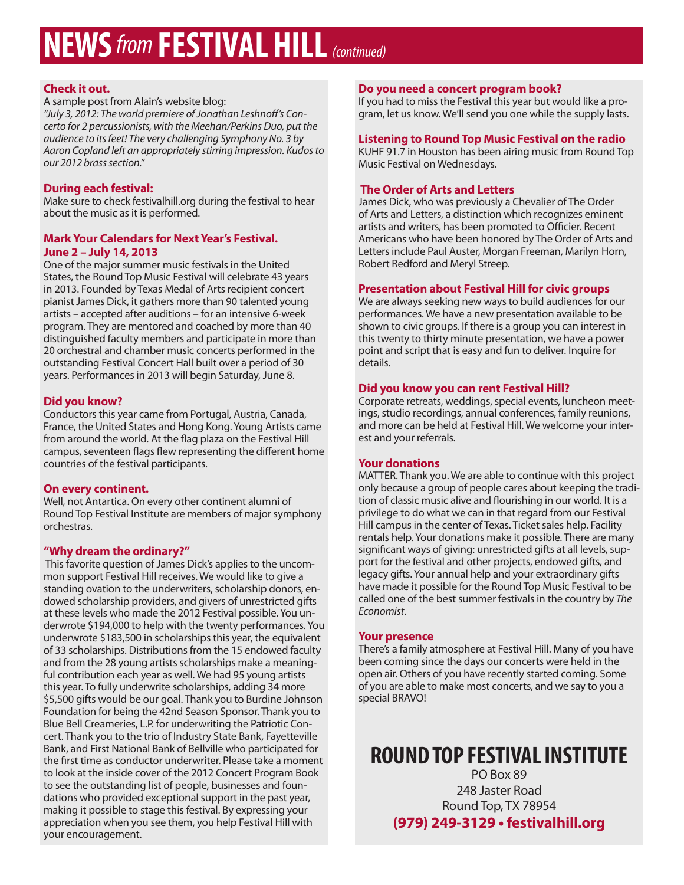# NEWS *from* FESTIVAL HILL *(continued)*

### Check it out.

A sample post from Alain's website blog:

*"July 3, 2012: The world premiere of Jonathan Leshnoff's Concerto for 2 percussionists, with the Meehan/Perkins Duo, put the audience to its feet! The very challenging Symphony No. 3 by Aaron Copland left an appropriately stirring impression. Kudos to our 2012 brass section."*

### During each festival:

Make sure to check festivalhill.org during the festival to hear about the music as it is performed.

### Mark Your Calendars for Next Year's Festival. June 2 – July 14, 2013

One of the major summer music festivals in the United States, the Round Top Music Festival will celebrate 43 years in 2013. Founded by Texas Medal of Arts recipient concert pianist James Dick, it gathers more than 90 talented young artists – accepted after auditions – for an intensive 6-week program. They are mentored and coached by more than 40 distinguished faculty members and participate in more than 20 orchestral and chamber music concerts performed in the outstanding Festival Concert Hall built over a period of 30 years. Performances in 2013 will begin Saturday, June 8.

### Did you know?

Conductors this year came from Portugal, Austria, Canada, France, the United States and Hong Kong. Young Artists came from around the world. At the flag plaza on the Festival Hill campus, seventeen flags flew representing the different home countries of the festival participants.

### On every continent.

Well, not Antartica. On every other continent alumni of Round Top Festival Institute are members of major symphony orchestras.

### "Why dream the ordinary?"

This favorite question of James Dick's applies to the uncommon support Festival Hill receives. We would like to give a standing ovation to the underwriters, scholarship donors, endowed scholarship providers, and givers of unrestricted gifts at these levels who made the 2012 Festival possible. You underwrote $194,000 to help with the twenty performances. You underwrote $183,500 in scholarships this year, the equivalent of 33 scholarships. Distributions from the 15 endowed faculty and from the 28 young artists scholarships make a meaningful contribution each year as well. We had 95 young artists this year. To fully underwrite scholarships, adding 34 more $5,500 gifts would be our goal. Thank you to Burdine Johnson Foundation for being the 42nd Season Sponsor. Thank you to Blue Bell Creameries, L.P. for underwriting the Patriotic Concert. Thank you to the trio of Industry State Bank, Fayetteville Bank, and First National Bank of Bellville who participated for the first time as conductor underwriter. Please take a moment to look at the inside cover of the 2012 Concert Program Book to see the outstanding list of people, businesses and foundations who provided exceptional support in the past year, making it possible to stage this festival. By expressing your appreciation when you see them, you help Festival Hill with your encouragement.

### Do you need a concert program book?

If you had to miss the Festival this year but would like a program, let us know. We'll send you one while the supply lasts.

### Listening to Round Top Music Festival on the radio

KUHF 91.7 in Houston has been airing music from Round Top Music Festival on Wednesdays.

### The Order of Arts and Letters

James Dick, who was previously a Chevalier of The Order of Arts and Letters, a distinction which recognizes eminent artists and writers, has been promoted to Officier. Recent Americans who have been honored by The Order of Arts and Letters include Paul Auster, Morgan Freeman, Marilyn Horn, Robert Redford and Meryl Streep.

### Presentation about Festival Hill for civic groups

We are always seeking new ways to build audiences for our performances. We have a new presentation available to be shown to civic groups. If there is a group you can interest in this twenty to thirty minute presentation, we have a power point and script that is easy and fun to deliver. Inquire for details.

### Did you know you can rent Festival Hill?

Corporate retreats, weddings, special events, luncheon meetings, studio recordings, annual conferences, family reunions, and more can be held at Festival Hill. We welcome your interest and your referrals.

### Your donations

MATTER. Thank you. We are able to continue with this project only because a group of people cares about keeping the tradition of classic music alive and flourishing in our world. It is a privilege to do what we can in that regard from our Festival Hill campus in the center of Texas. Ticket sales help. Facility rentals help. Your donations make it possible. There are many significant ways of giving: unrestricted gifts at all levels, support for the festival and other projects, endowed gifts, and legacy gifts. Your annual help and your extraordinary gifts have made it possible for the Round Top Music Festival to be called one of the best summer festivals in the country by *The Economist*.

### Your presence

There's a family atmosphere at Festival Hill. Many of you have been coming since the days our concerts were held in the open air. Others of you have recently started coming. Some of you are able to make most concerts, and we say to you a special BRAVO!

## ROUND TOP FESTIVAL INSTITUTE

PO Box 89
248 Jaster Road
Round Top, TX 78954
**(979) 249-3129 • festivalhill.org**